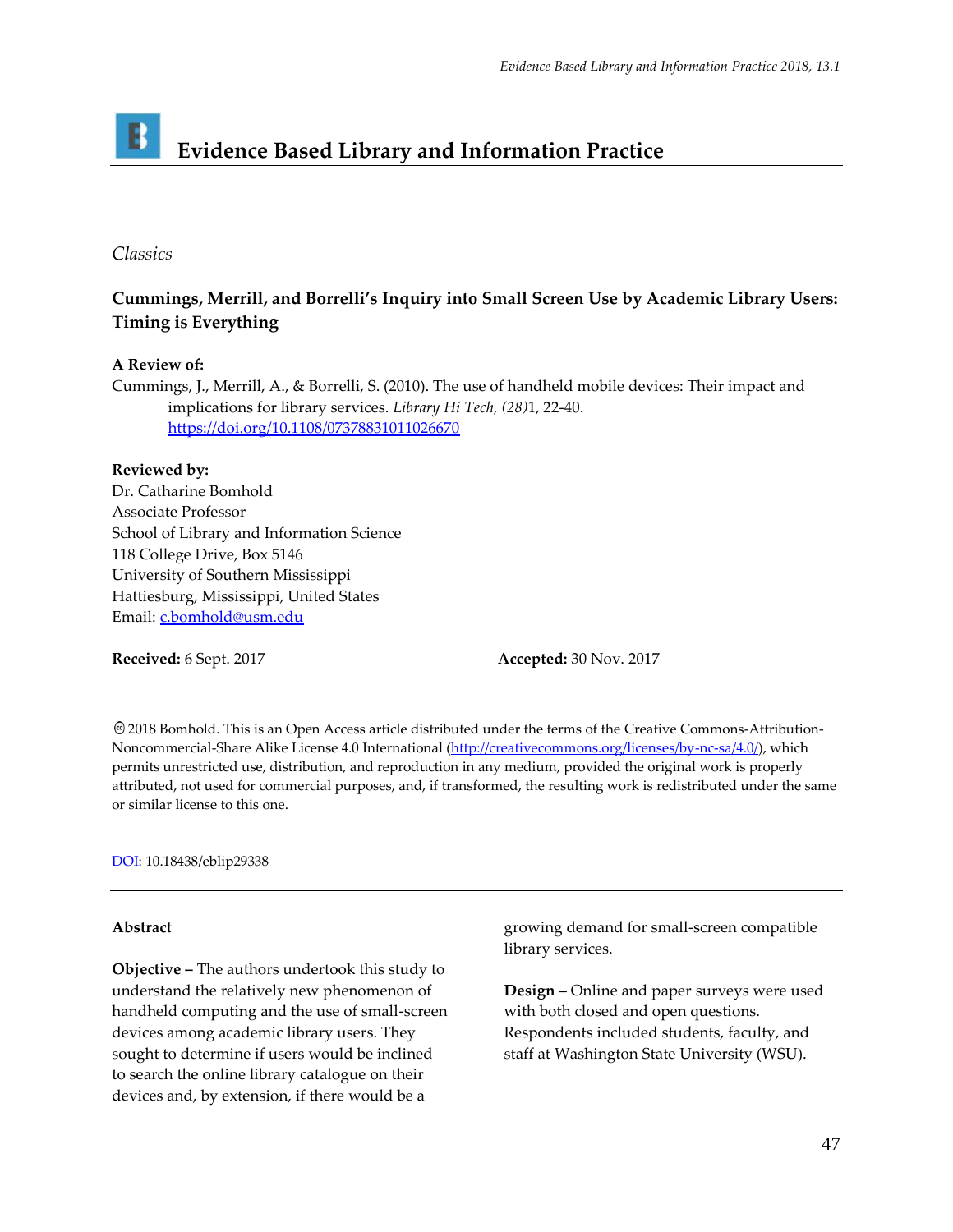# Evidence Based Library and Information Practice

*Classics*

## Cummings, Merrill, and Borrelli's Inquiry into Small Screen Use by Academic Library Users: Timing is Everything

**A Review of:**

Cummings, J., Merrill, A., & Borrelli, S. (2010). The use of handheld mobile devices: Their impact and implications for library services. *Library Hi Tech, (28)*1, 22-40. https://doi.org/10.1108/07378831011026670

**Reviewed by:**
Dr. Catharine Bomhold
Associate Professor
School of Library and Information Science
118 College Drive, Box 5146
University of Southern Mississippi
Hattiesburg, Mississippi, United States
Email: c.bomhold@usm.edu

**Received:** 6 Sept. 2017 **Accepted:** 30 Nov. 2017

© 2018 Bomhold. This is an Open Access article distributed under the terms of the Creative Commons-Attribution-Noncommercial-Share Alike License 4.0 International (http://creativecommons.org/licenses/by-nc-sa/4.0/), which permits unrestricted use, distribution, and reproduction in any medium, provided the original work is properly attributed, not used for commercial purposes, and, if transformed, the resulting work is redistributed under the same or similar license to this one.

DOI: 10.18438/eblip29338

### Abstract

**Objective –** The authors undertook this study to understand the relatively new phenomenon of handheld computing and the use of small-screen devices among academic library users. They sought to determine if users would be inclined to search the online library catalogue on their devices and, by extension, if there would be a growing demand for small-screen compatible library services.

**Design –** Online and paper surveys were used with both closed and open questions. Respondents included students, faculty, and staff at Washington State University (WSU).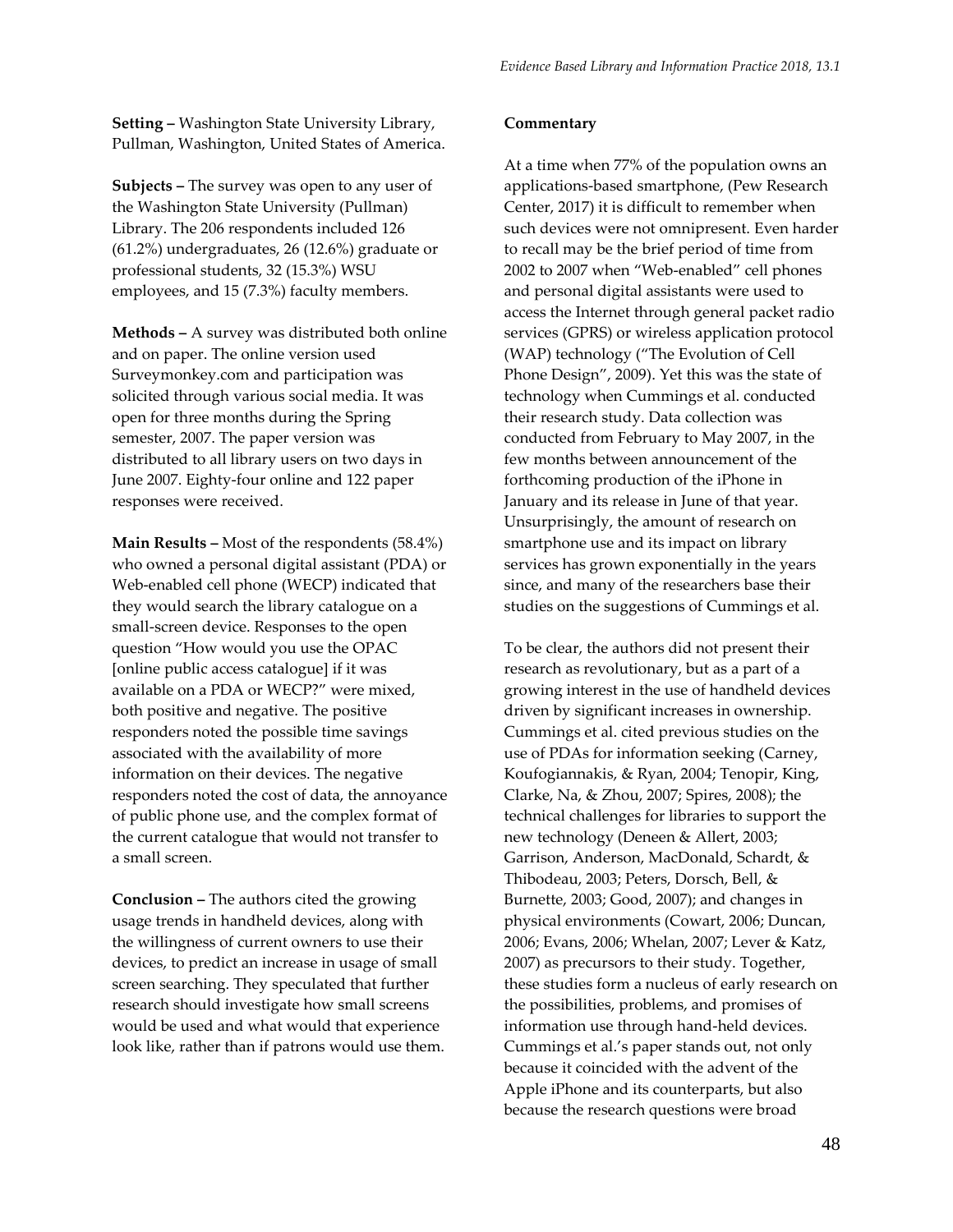**Setting –** Washington State University Library, Pullman, Washington, United States of America.

**Subjects –** The survey was open to any user of the Washington State University (Pullman) Library. The 206 respondents included 126 (61.2%) undergraduates, 26 (12.6%) graduate or professional students, 32 (15.3%) WSU employees, and 15 (7.3%) faculty members.

**Methods –** A survey was distributed both online and on paper. The online version used Surveymonkey.com and participation was solicited through various social media. It was open for three months during the Spring semester, 2007. The paper version was distributed to all library users on two days in June 2007. Eighty-four online and 122 paper responses were received.

**Main Results –** Most of the respondents (58.4%) who owned a personal digital assistant (PDA) or Web-enabled cell phone (WECP) indicated that they would search the library catalogue on a small-screen device. Responses to the open question "How would you use the OPAC [online public access catalogue] if it was available on a PDA or WECP?" were mixed, both positive and negative. The positive responders noted the possible time savings associated with the availability of more information on their devices. The negative responders noted the cost of data, the annoyance of public phone use, and the complex format of the current catalogue that would not transfer to a small screen.

**Conclusion –** The authors cited the growing usage trends in handheld devices, along with the willingness of current owners to use their devices, to predict an increase in usage of small screen searching. They speculated that further research should investigate how small screens would be used and what would that experience look like, rather than if patrons would use them.

**Commentary**

At a time when 77% of the population owns an applications-based smartphone, (Pew Research Center, 2017) it is difficult to remember when such devices were not omnipresent. Even harder to recall may be the brief period of time from 2002 to 2007 when "Web-enabled" cell phones and personal digital assistants were used to access the Internet through general packet radio services (GPRS) or wireless application protocol (WAP) technology ("The Evolution of Cell Phone Design", 2009). Yet this was the state of technology when Cummings et al. conducted their research study. Data collection was conducted from February to May 2007, in the few months between announcement of the forthcoming production of the iPhone in January and its release in June of that year. Unsurprisingly, the amount of research on smartphone use and its impact on library services has grown exponentially in the years since, and many of the researchers base their studies on the suggestions of Cummings et al.

To be clear, the authors did not present their research as revolutionary, but as a part of a growing interest in the use of handheld devices driven by significant increases in ownership. Cummings et al. cited previous studies on the use of PDAs for information seeking (Carney, Koufogiannakis, & Ryan, 2004; Tenopir, King, Clarke, Na, & Zhou, 2007; Spires, 2008); the technical challenges for libraries to support the new technology (Deneen & Allert, 2003; Garrison, Anderson, MacDonald, Schardt, & Thibodeau, 2003; Peters, Dorsch, Bell, & Burnette, 2003; Good, 2007); and changes in physical environments (Cowart, 2006; Duncan, 2006; Evans, 2006; Whelan, 2007; Lever & Katz, 2007) as precursors to their study. Together, these studies form a nucleus of early research on the possibilities, problems, and promises of information use through hand-held devices. Cummings et al.'s paper stands out, not only because it coincided with the advent of the Apple iPhone and its counterparts, but also because the research questions were broad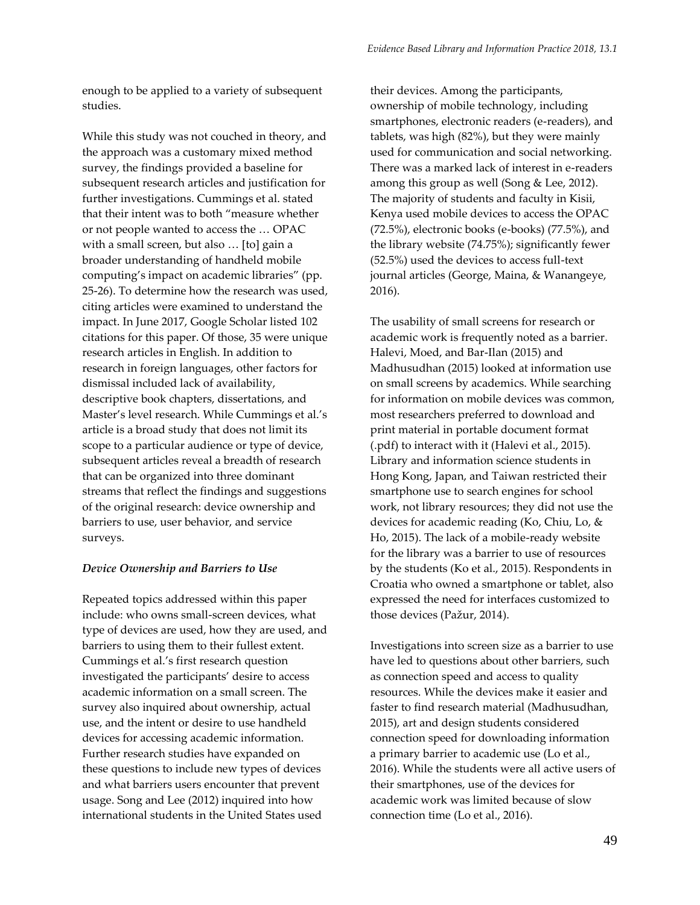enough to be applied to a variety of subsequent studies.

While this study was not couched in theory, and the approach was a customary mixed method survey, the findings provided a baseline for subsequent research articles and justification for further investigations. Cummings et al. stated that their intent was to both "measure whether or not people wanted to access the … OPAC with a small screen, but also … [to] gain a broader understanding of handheld mobile computing's impact on academic libraries" (pp. 25-26). To determine how the research was used, citing articles were examined to understand the impact. In June 2017, Google Scholar listed 102 citations for this paper. Of those, 35 were unique research articles in English. In addition to research in foreign languages, other factors for dismissal included lack of availability, descriptive book chapters, dissertations, and Master's level research. While Cummings et al.'s article is a broad study that does not limit its scope to a particular audience or type of device, subsequent articles reveal a breadth of research that can be organized into three dominant streams that reflect the findings and suggestions of the original research: device ownership and barriers to use, user behavior, and service surveys.

### *Device Ownership and Barriers to Use*

Repeated topics addressed within this paper include: who owns small-screen devices, what type of devices are used, how they are used, and barriers to using them to their fullest extent. Cummings et al.'s first research question investigated the participants' desire to access academic information on a small screen. The survey also inquired about ownership, actual use, and the intent or desire to use handheld devices for accessing academic information. Further research studies have expanded on these questions to include new types of devices and what barriers users encounter that prevent usage. Song and Lee (2012) inquired into how international students in the United States used their devices. Among the participants, ownership of mobile technology, including smartphones, electronic readers (e-readers), and tablets, was high (82%), but they were mainly used for communication and social networking. There was a marked lack of interest in e-readers among this group as well (Song & Lee, 2012). The majority of students and faculty in Kisii, Kenya used mobile devices to access the OPAC (72.5%), electronic books (e-books) (77.5%), and the library website (74.75%); significantly fewer (52.5%) used the devices to access full-text journal articles (George, Maina, & Wanangeye, 2016).

The usability of small screens for research or academic work is frequently noted as a barrier. Halevi, Moed, and Bar-Ilan (2015) and Madhusudhan (2015) looked at information use on small screens by academics. While searching for information on mobile devices was common, most researchers preferred to download and print material in portable document format (.pdf) to interact with it (Halevi et al., 2015). Library and information science students in Hong Kong, Japan, and Taiwan restricted their smartphone use to search engines for school work, not library resources; they did not use the devices for academic reading (Ko, Chiu, Lo, & Ho, 2015). The lack of a mobile-ready website for the library was a barrier to use of resources by the students (Ko et al., 2015). Respondents in Croatia who owned a smartphone or tablet, also expressed the need for interfaces customized to those devices (Pažur, 2014).

Investigations into screen size as a barrier to use have led to questions about other barriers, such as connection speed and access to quality resources. While the devices make it easier and faster to find research material (Madhusudhan, 2015), art and design students considered connection speed for downloading information a primary barrier to academic use (Lo et al., 2016). While the students were all active users of their smartphones, use of the devices for academic work was limited because of slow connection time (Lo et al., 2016).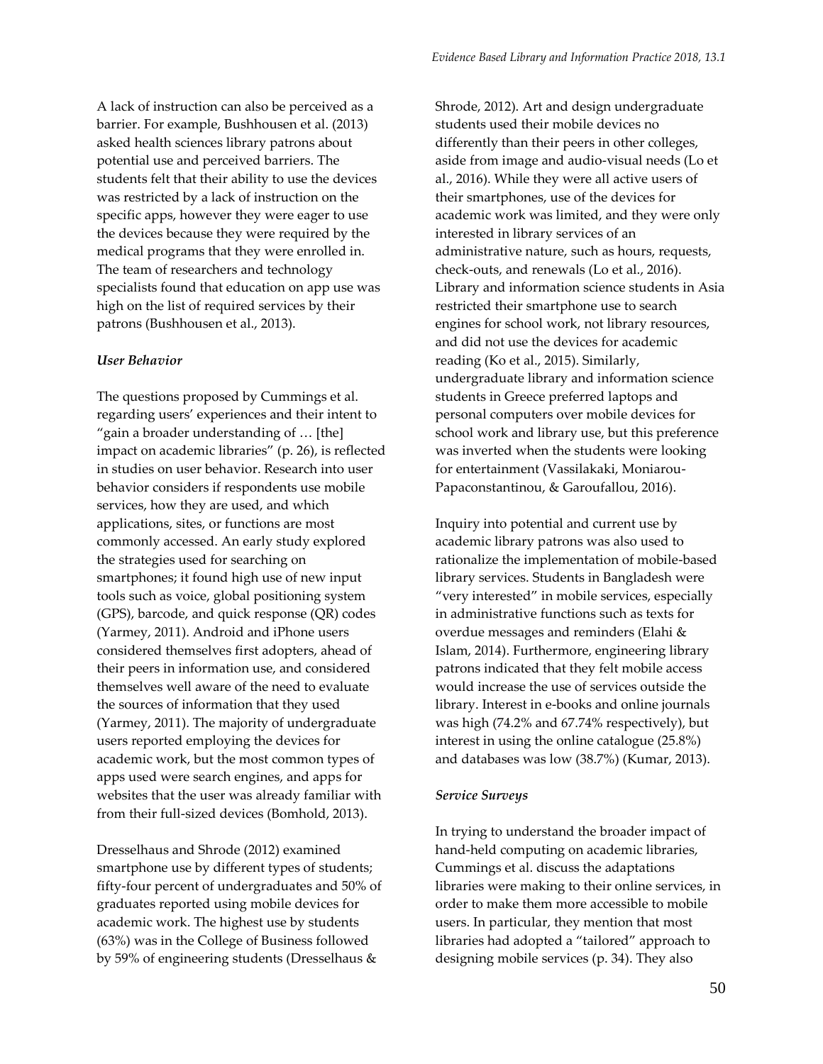A lack of instruction can also be perceived as a barrier. For example, Bushhousen et al. (2013) asked health sciences library patrons about potential use and perceived barriers. The students felt that their ability to use the devices was restricted by a lack of instruction on the specific apps, however they were eager to use the devices because they were required by the medical programs that they were enrolled in. The team of researchers and technology specialists found that education on app use was high on the list of required services by their patrons (Bushhousen et al., 2013).

### *User Behavior*

The questions proposed by Cummings et al. regarding users' experiences and their intent to "gain a broader understanding of … [the] impact on academic libraries" (p. 26), is reflected in studies on user behavior. Research into user behavior considers if respondents use mobile services, how they are used, and which applications, sites, or functions are most commonly accessed. An early study explored the strategies used for searching on smartphones; it found high use of new input tools such as voice, global positioning system (GPS), barcode, and quick response (QR) codes (Yarmey, 2011). Android and iPhone users considered themselves first adopters, ahead of their peers in information use, and considered themselves well aware of the need to evaluate the sources of information that they used (Yarmey, 2011). The majority of undergraduate users reported employing the devices for academic work, but the most common types of apps used were search engines, and apps for websites that the user was already familiar with from their full-sized devices (Bomhold, 2013).

Dresselhaus and Shrode (2012) examined smartphone use by different types of students; fifty-four percent of undergraduates and 50% of graduates reported using mobile devices for academic work. The highest use by students (63%) was in the College of Business followed by 59% of engineering students (Dresselhaus & Shrode, 2012). Art and design undergraduate students used their mobile devices no differently than their peers in other colleges, aside from image and audio-visual needs (Lo et al., 2016). While they were all active users of their smartphones, use of the devices for academic work was limited, and they were only interested in library services of an administrative nature, such as hours, requests, check-outs, and renewals (Lo et al., 2016). Library and information science students in Asia restricted their smartphone use to search engines for school work, not library resources, and did not use the devices for academic reading (Ko et al., 2015). Similarly, undergraduate library and information science students in Greece preferred laptops and personal computers over mobile devices for school work and library use, but this preference was inverted when the students were looking for entertainment (Vassilakaki, Moniarou-Papaconstantinou, & Garoufallou, 2016).

Inquiry into potential and current use by academic library patrons was also used to rationalize the implementation of mobile-based library services. Students in Bangladesh were "very interested" in mobile services, especially in administrative functions such as texts for overdue messages and reminders (Elahi & Islam, 2014). Furthermore, engineering library patrons indicated that they felt mobile access would increase the use of services outside the library. Interest in e-books and online journals was high (74.2% and 67.74% respectively), but interest in using the online catalogue (25.8%) and databases was low (38.7%) (Kumar, 2013).

### *Service Surveys*

In trying to understand the broader impact of hand-held computing on academic libraries, Cummings et al. discuss the adaptations libraries were making to their online services, in order to make them more accessible to mobile users. In particular, they mention that most libraries had adopted a "tailored" approach to designing mobile services (p. 34). They also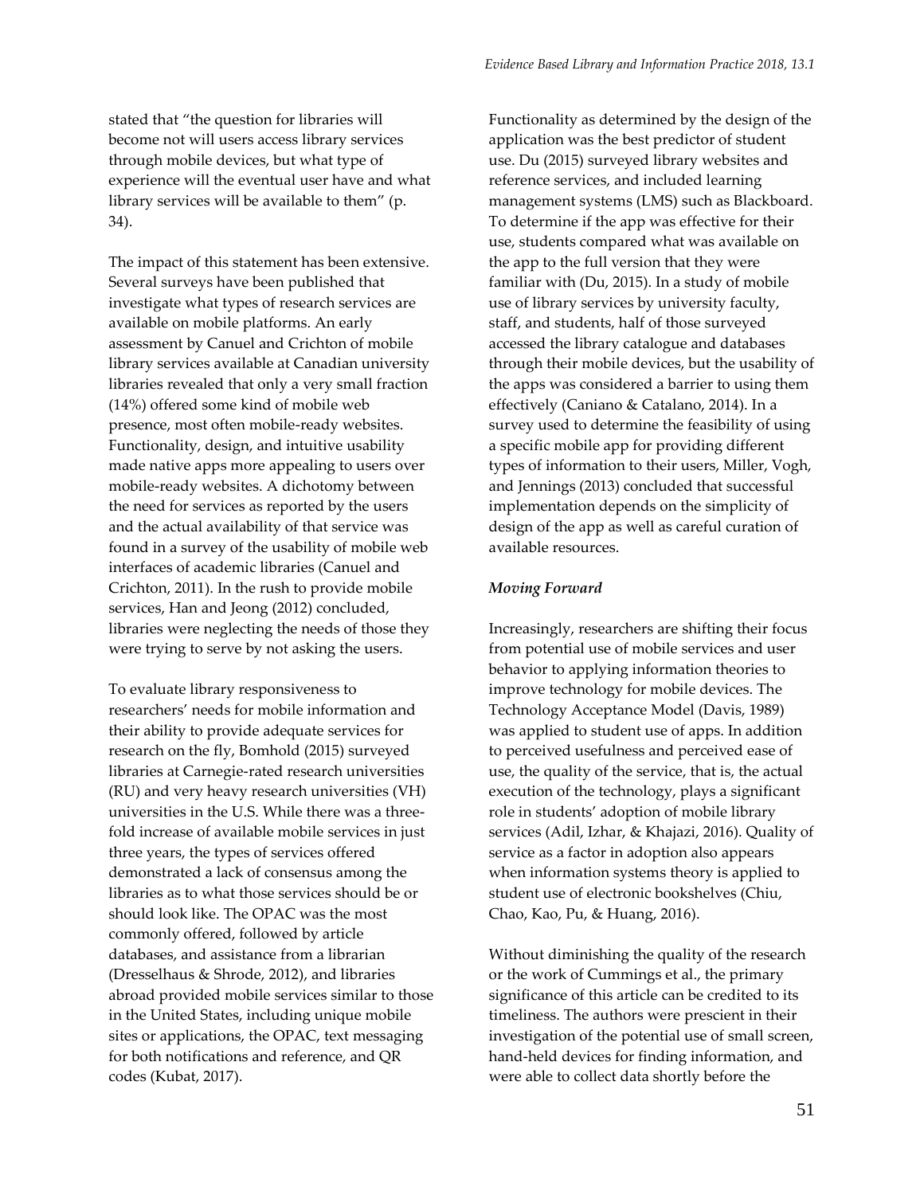stated that "the question for libraries will become not will users access library services through mobile devices, but what type of experience will the eventual user have and what library services will be available to them" (p. 34).

The impact of this statement has been extensive. Several surveys have been published that investigate what types of research services are available on mobile platforms. An early assessment by Canuel and Crichton of mobile library services available at Canadian university libraries revealed that only a very small fraction (14%) offered some kind of mobile web presence, most often mobile-ready websites. Functionality, design, and intuitive usability made native apps more appealing to users over mobile-ready websites. A dichotomy between the need for services as reported by the users and the actual availability of that service was found in a survey of the usability of mobile web interfaces of academic libraries (Canuel and Crichton, 2011). In the rush to provide mobile services, Han and Jeong (2012) concluded, libraries were neglecting the needs of those they were trying to serve by not asking the users.

To evaluate library responsiveness to researchers' needs for mobile information and their ability to provide adequate services for research on the fly, Bomhold (2015) surveyed libraries at Carnegie-rated research universities (RU) and very heavy research universities (VH) universities in the U.S. While there was a three-fold increase of available mobile services in just three years, the types of services offered demonstrated a lack of consensus among the libraries as to what those services should be or should look like. The OPAC was the most commonly offered, followed by article databases, and assistance from a librarian (Dresselhaus & Shrode, 2012), and libraries abroad provided mobile services similar to those in the United States, including unique mobile sites or applications, the OPAC, text messaging for both notifications and reference, and QR codes (Kubat, 2017).

Functionality as determined by the design of the application was the best predictor of student use. Du (2015) surveyed library websites and reference services, and included learning management systems (LMS) such as Blackboard. To determine if the app was effective for their use, students compared what was available on the app to the full version that they were familiar with (Du, 2015). In a study of mobile use of library services by university faculty, staff, and students, half of those surveyed accessed the library catalogue and databases through their mobile devices, but the usability of the apps was considered a barrier to using them effectively (Caniano & Catalano, 2014). In a survey used to determine the feasibility of using a specific mobile app for providing different types of information to their users, Miller, Vogh, and Jennings (2013) concluded that successful implementation depends on the simplicity of design of the app as well as careful curation of available resources.

### *Moving Forward*

Increasingly, researchers are shifting their focus from potential use of mobile services and user behavior to applying information theories to improve technology for mobile devices. The Technology Acceptance Model (Davis, 1989) was applied to student use of apps. In addition to perceived usefulness and perceived ease of use, the quality of the service, that is, the actual execution of the technology, plays a significant role in students' adoption of mobile library services (Adil, Izhar, & Khajazi, 2016). Quality of service as a factor in adoption also appears when information systems theory is applied to student use of electronic bookshelves (Chiu, Chao, Kao, Pu, & Huang, 2016).

Without diminishing the quality of the research or the work of Cummings et al., the primary significance of this article can be credited to its timeliness. The authors were prescient in their investigation of the potential use of small screen, hand-held devices for finding information, and were able to collect data shortly before the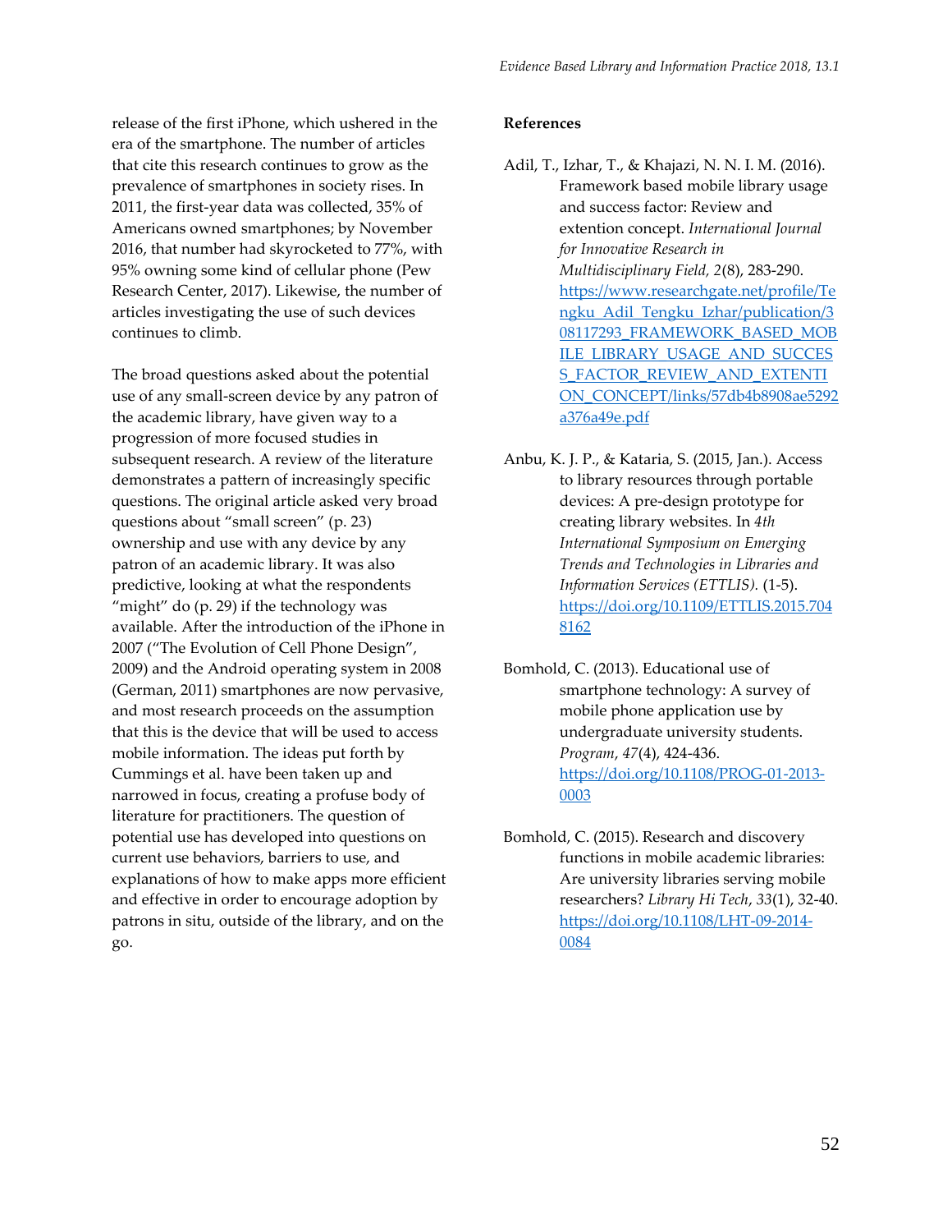release of the first iPhone, which ushered in the era of the smartphone. The number of articles that cite this research continues to grow as the prevalence of smartphones in society rises. In 2011, the first-year data was collected, 35% of Americans owned smartphones; by November 2016, that number had skyrocketed to 77%, with 95% owning some kind of cellular phone (Pew Research Center, 2017). Likewise, the number of articles investigating the use of such devices continues to climb.

The broad questions asked about the potential use of any small-screen device by any patron of the academic library, have given way to a progression of more focused studies in subsequent research. A review of the literature demonstrates a pattern of increasingly specific questions. The original article asked very broad questions about "small screen" (p. 23) ownership and use with any device by any patron of an academic library. It was also predictive, looking at what the respondents "might" do (p. 29) if the technology was available. After the introduction of the iPhone in 2007 ("The Evolution of Cell Phone Design", 2009) and the Android operating system in 2008 (German, 2011) smartphones are now pervasive, and most research proceeds on the assumption that this is the device that will be used to access mobile information. The ideas put forth by Cummings et al. have been taken up and narrowed in focus, creating a profuse body of literature for practitioners. The question of potential use has developed into questions on current use behaviors, barriers to use, and explanations of how to make apps more efficient and effective in order to encourage adoption by patrons in situ, outside of the library, and on the go.

**References**

Adil, T., Izhar, T., & Khajazi, N. N. I. M. (2016). Framework based mobile library usage and success factor: Review and extention concept. *International Journal for Innovative Research in Multidisciplinary Field, 2*(8), 283-290. https://www.researchgate.net/profile/Tengku_Adil_Tengku_Izhar/publication/308117293_FRAMEWORK_BASED_MOBILE_LIBRARY_USAGE_AND_SUCCESS_FACTOR_REVIEW_AND_EXTENTION_CONCEPT/links/57db4b8908ae5292a376a49e.pdf

Anbu, K. J. P., & Kataria, S. (2015, Jan.). Access to library resources through portable devices: A pre-design prototype for creating library websites. In *4th International Symposium on Emerging Trends and Technologies in Libraries and Information Services (ETTLIS).* (1-5). https://doi.org/10.1109/ETTLIS.2015.7048162

Bomhold, C. (2013). Educational use of smartphone technology: A survey of mobile phone application use by undergraduate university students. *Program*, *47*(4), 424-436. https://doi.org/10.1108/PROG-01-2013-0003

Bomhold, C. (2015). Research and discovery functions in mobile academic libraries: Are university libraries serving mobile researchers? *Library Hi Tech*, *33*(1), 32-40. https://doi.org/10.1108/LHT-09-2014-0084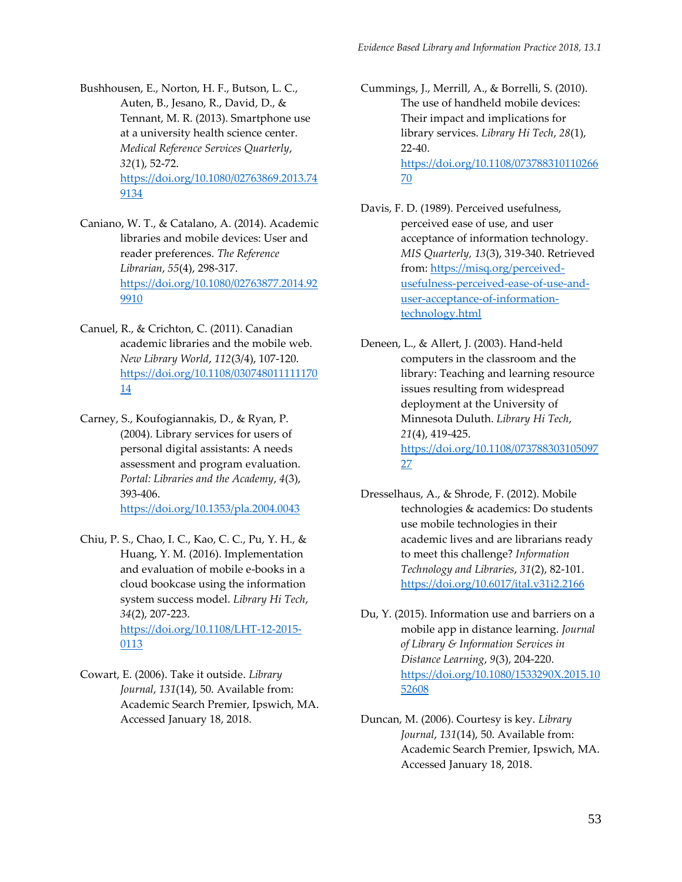Bushhousen, E., Norton, H. F., Butson, L. C., Auten, B., Jesano, R., David, D., & Tennant, M. R. (2013). Smartphone use at a university health science center. *Medical Reference Services Quarterly*, *32*(1), 52-72. https://doi.org/10.1080/02763869.2013.749134

Caniano, W. T., & Catalano, A. (2014). Academic libraries and mobile devices: User and reader preferences. *The Reference Librarian*, *55*(4), 298-317. https://doi.org/10.1080/02763877.2014.929910

Canuel, R., & Crichton, C. (2011). Canadian academic libraries and the mobile web. *New Library World*, *112*(3/4), 107-120. https://doi.org/10.1108/03074801111117014

Carney, S., Koufogiannakis, D., & Ryan, P. (2004). Library services for users of personal digital assistants: A needs assessment and program evaluation. *Portal: Libraries and the Academy*, *4*(3), 393-406. https://doi.org/10.1353/pla.2004.0043

Chiu, P. S., Chao, I. C., Kao, C. C., Pu, Y. H., & Huang, Y. M. (2016). Implementation and evaluation of mobile e-books in a cloud bookcase using the information system success model. *Library Hi Tech*, *34*(2), 207-223. https://doi.org/10.1108/LHT-12-2015-0113

Cowart, E. (2006). Take it outside. *Library Journal*, *131*(14), 50. Available from: Academic Search Premier, Ipswich, MA. Accessed January 18, 2018.

Cummings, J., Merrill, A., & Borrelli, S. (2010). The use of handheld mobile devices: Their impact and implications for library services. *Library Hi Tech*, *28*(1), 22-40. https://doi.org/10.1108/07378831011026670

Davis, F. D. (1989). Perceived usefulness, perceived ease of use, and user acceptance of information technology. *MIS Quarterly*, *13*(3), 319-340. Retrieved from: https://misq.org/perceived-usefulness-perceived-ease-of-use-and-user-acceptance-of-information-technology.html

Deneen, L., & Allert, J. (2003). Hand-held computers in the classroom and the library: Teaching and learning resource issues resulting from widespread deployment at the University of Minnesota Duluth. *Library Hi Tech*, *21*(4), 419-425. https://doi.org/10.1108/07378830310509727

Dresselhaus, A., & Shrode, F. (2012). Mobile technologies & academics: Do students use mobile technologies in their academic lives and are librarians ready to meet this challenge? *Information Technology and Libraries*, *31*(2), 82-101. https://doi.org/10.6017/ital.v31i2.2166

Du, Y. (2015). Information use and barriers on a mobile app in distance learning. *Journal of Library & Information Services in Distance Learning*, *9*(3), 204-220. https://doi.org/10.1080/1533290X.2015.1052608

Duncan, M. (2006). Courtesy is key. *Library Journal*, *131*(14), 50. Available from: Academic Search Premier, Ipswich, MA. Accessed January 18, 2018.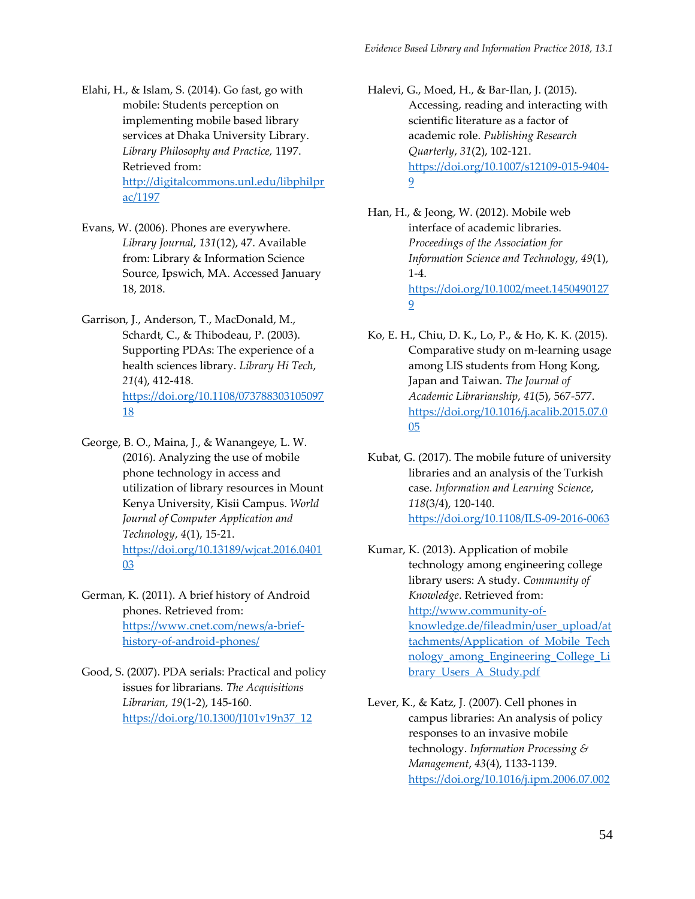Elahi, H., & Islam, S. (2014). Go fast, go with mobile: Students perception on implementing mobile based library services at Dhaka University Library. *Library Philosophy and Practice,* 1197. Retrieved from: http://digitalcommons.unl.edu/libphilprac/1197

Evans, W. (2006). Phones are everywhere. *Library Journal*, *131*(12), 47. Available from: Library & Information Science Source, Ipswich, MA. Accessed January 18, 2018.

Garrison, J., Anderson, T., MacDonald, M., Schardt, C., & Thibodeau, P. (2003). Supporting PDAs: The experience of a health sciences library. *Library Hi Tech*, *21*(4), 412-418. https://doi.org/10.1108/07378830310509718

George, B. O., Maina, J., & Wanangeye, L. W. (2016). Analyzing the use of mobile phone technology in access and utilization of library resources in Mount Kenya University, Kisii Campus. *World Journal of Computer Application and Technology*, *4*(1), 15-21. https://doi.org/10.13189/wjcat.2016.040103

German, K. (2011). A brief history of Android phones. Retrieved from: https://www.cnet.com/news/a-brief-history-of-android-phones/

Good, S. (2007). PDA serials: Practical and policy issues for librarians. *The Acquisitions Librarian*, *19*(1-2), 145-160. https://doi.org/10.1300/J101v19n37_12

Halevi, G., Moed, H., & Bar-Ilan, J. (2015). Accessing, reading and interacting with scientific literature as a factor of academic role. *Publishing Research Quarterly*, *31*(2), 102-121. https://doi.org/10.1007/s12109-015-9404-9

Han, H., & Jeong, W. (2012). Mobile web interface of academic libraries. *Proceedings of the Association for Information Science and Technology*, *49*(1), 1-4. https://doi.org/10.1002/meet.14504901279

Ko, E. H., Chiu, D. K., Lo, P., & Ho, K. K. (2015). Comparative study on m-learning usage among LIS students from Hong Kong, Japan and Taiwan. *The Journal of Academic Librarianship*, *41*(5), 567-577. https://doi.org/10.1016/j.acalib.2015.07.005

Kubat, G. (2017). The mobile future of university libraries and an analysis of the Turkish case. *Information and Learning Science*, *118*(3/4), 120-140. https://doi.org/10.1108/ILS-09-2016-0063

Kumar, K. (2013). Application of mobile technology among engineering college library users: A study. *Community of Knowledge*. Retrieved from: http://www.community-of-knowledge.de/fileadmin/user_upload/attachments/Application_of_Mobile_Technology_among_Engineering_College_Library_Users_A_Study.pdf

Lever, K., & Katz, J. (2007). Cell phones in campus libraries: An analysis of policy responses to an invasive mobile technology. *Information Processing & Management*, *43*(4), 1133-1139. https://doi.org/10.1016/j.ipm.2006.07.002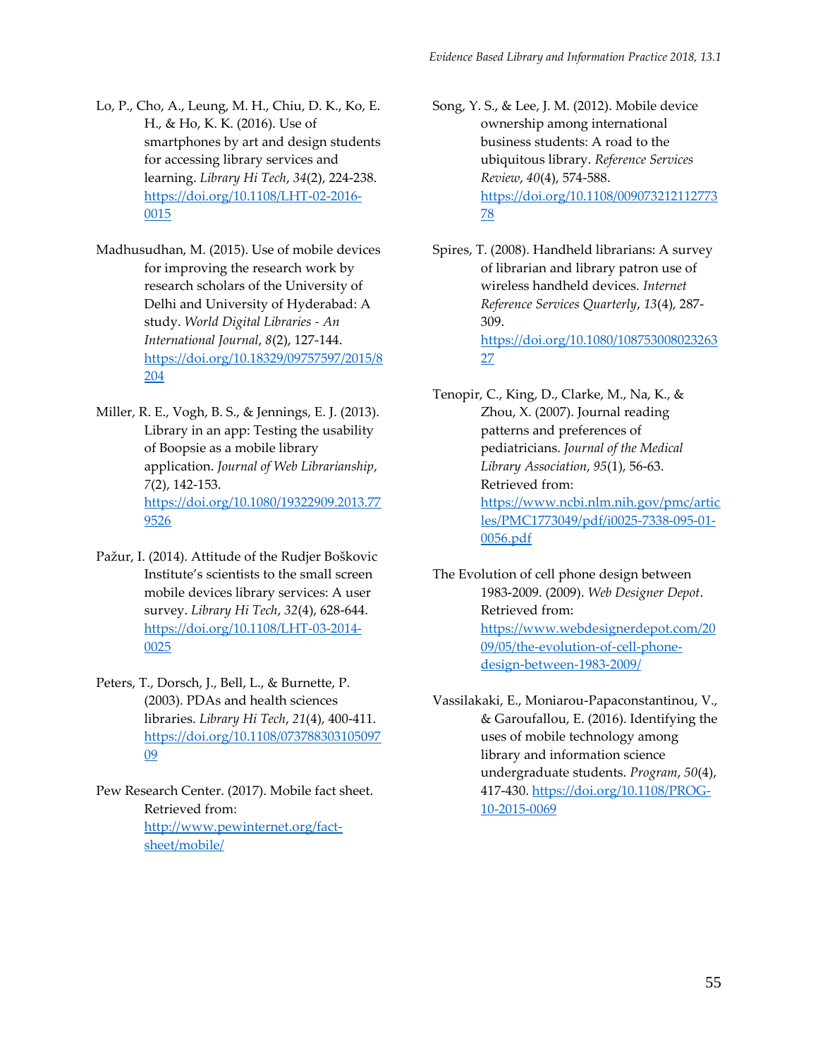Lo, P., Cho, A., Leung, M. H., Chiu, D. K., Ko, E. H., & Ho, K. K. (2016). Use of smartphones by art and design students for accessing library services and learning. *Library Hi Tech*, *34*(2), 224-238. https://doi.org/10.1108/LHT-02-2016-0015

Madhusudhan, M. (2015). Use of mobile devices for improving the research work by research scholars of the University of Delhi and University of Hyderabad: A study. *World Digital Libraries - An International Journal*, *8*(2), 127-144. https://doi.org/10.18329/09757597/2015/8204

Miller, R. E., Vogh, B. S., & Jennings, E. J. (2013). Library in an app: Testing the usability of Boopsie as a mobile library application. *Journal of Web Librarianship*, *7*(2), 142-153. https://doi.org/10.1080/19322909.2013.779526

Pažur, I. (2014). Attitude of the Rudjer Boškovic Institute's scientists to the small screen mobile devices library services: A user survey. *Library Hi Tech*, *32*(4), 628-644. https://doi.org/10.1108/LHT-03-2014-0025

Peters, T., Dorsch, J., Bell, L., & Burnette, P. (2003). PDAs and health sciences libraries. *Library Hi Tech*, *21*(4), 400-411. https://doi.org/10.1108/07378830310509709

Pew Research Center. (2017). Mobile fact sheet. Retrieved from: http://www.pewinternet.org/fact-sheet/mobile/

Song, Y. S., & Lee, J. M. (2012). Mobile device ownership among international business students: A road to the ubiquitous library. *Reference Services Review*, *40*(4), 574-588. https://doi.org/10.1108/00907321211277378

Spires, T. (2008). Handheld librarians: A survey of librarian and library patron use of wireless handheld devices. *Internet Reference Services Quarterly*, *13*(4), 287-309. https://doi.org/10.1080/10875300802326327

Tenopir, C., King, D., Clarke, M., Na, K., & Zhou, X. (2007). Journal reading patterns and preferences of pediatricians. *Journal of the Medical Library Association*, *95*(1), 56-63. Retrieved from: https://www.ncbi.nlm.nih.gov/pmc/articles/PMC1773049/pdf/i0025-7338-095-01-0056.pdf

The Evolution of cell phone design between 1983-2009. (2009). *Web Designer Depot*. Retrieved from: https://www.webdesignerdepot.com/2009/05/the-evolution-of-cell-phone-design-between-1983-2009/

Vassilakaki, E., Moniarou-Papaconstantinou, V., & Garoufallou, E. (2016). Identifying the uses of mobile technology among library and information science undergraduate students. *Program*, *50*(4), 417-430. https://doi.org/10.1108/PROG-10-2015-0069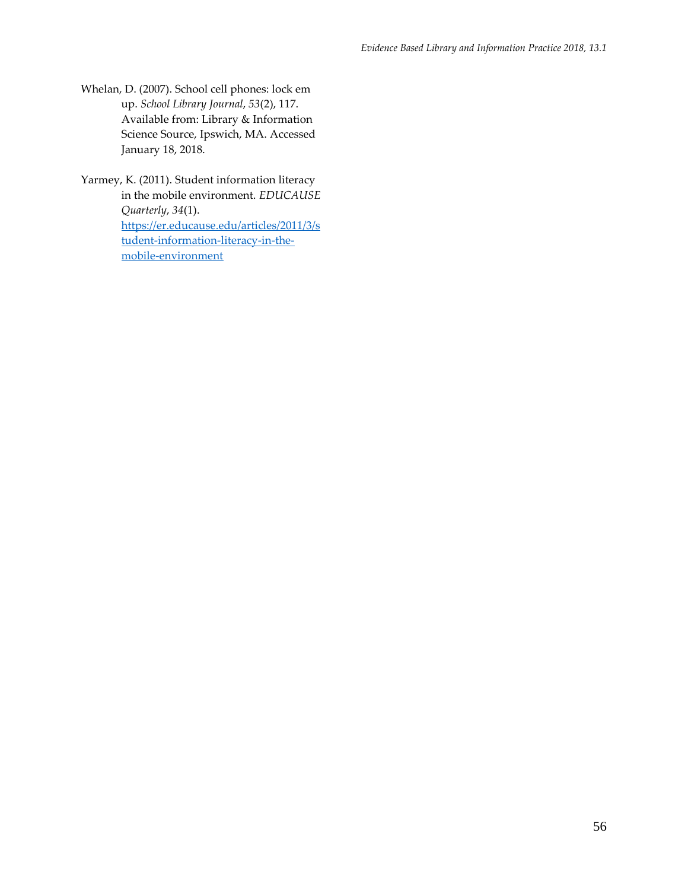Whelan, D. (2007). School cell phones: lock em up. *School Library Journal*, *53*(2), 117. Available from: Library & Information Science Source, Ipswich, MA. Accessed January 18, 2018.

Yarmey, K. (2011). Student information literacy in the mobile environment. *EDUCAUSE Quarterly*, *34*(1). [https://er.educause.edu/articles/2011/3/student-information-literacy-in-the-mobile-environment](https://er.educause.edu/articles/2011/3/student-information-literacy-in-the-mobile-environment)